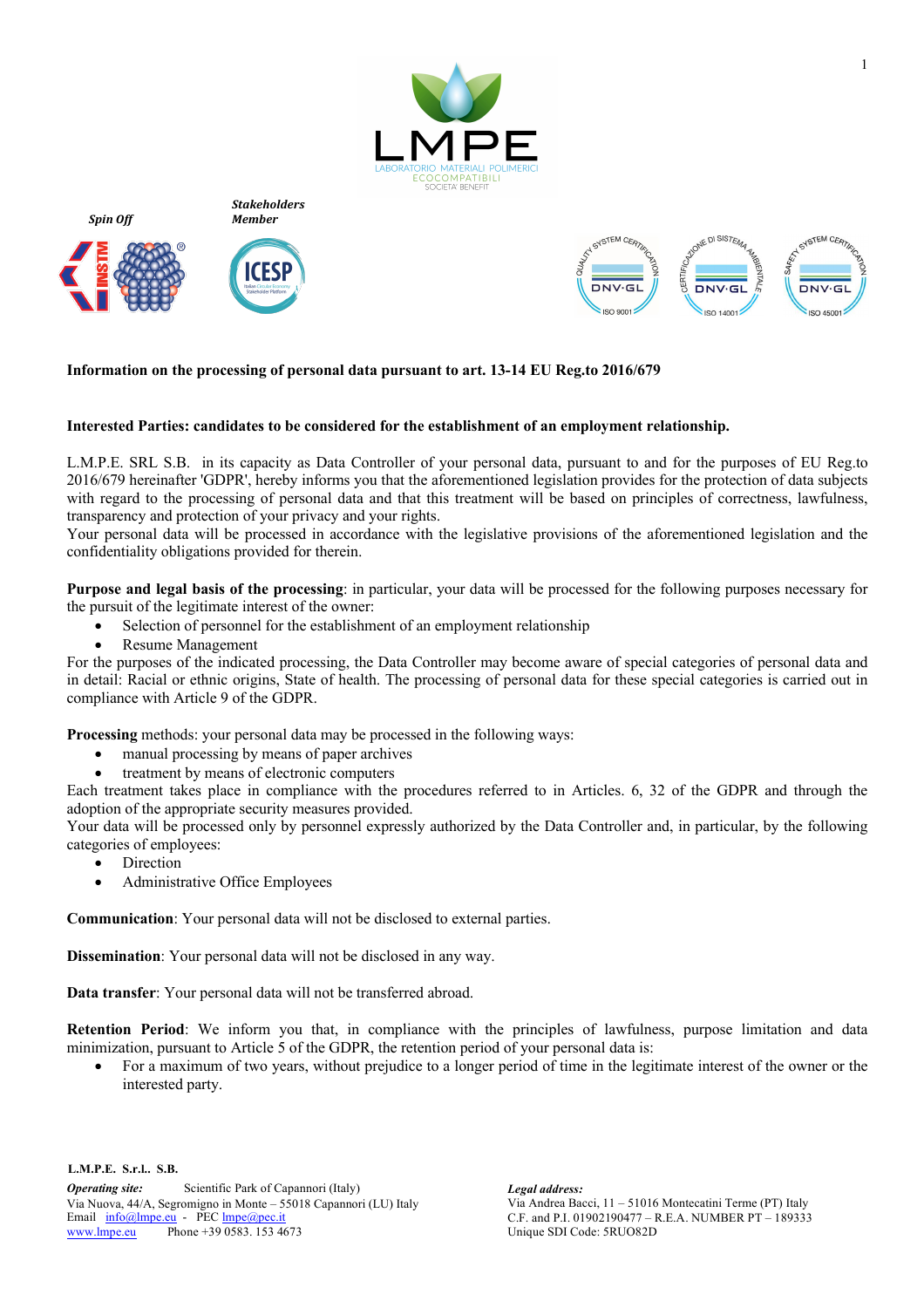Spin Off

Stakeholders Member

**Information on the processing of personal data pursuant to art. 13-14 EU Reg.to 2016/679**

**Interested Parties: candidates to be considered for the establishment of an employment relationship.**

L.M.P.E. SRL S.B. in its capacity as Data Controller of your personal data, pursuant to and for the purposes of EU Reg.to 2016/679 hereinafter 'GDPR', hereby informs you that the aforementioned legislation provides for the protection of data subjects with regard to the processing of personal data and that this treatment will be based on principles of correctness, lawfulness, transparency and protection of your privacy and your rights.
Your personal data will be processed in accordance with the legislative provisions of the aforementioned legislation and the confidentiality obligations provided for therein.

**Purpose and legal basis of the processing**: in particular, your data will be processed for the following purposes necessary for the pursuit of the legitimate interest of the owner:

- Selection of personnel for the establishment of an employment relationship
- Resume Management

For the purposes of the indicated processing, the Data Controller may become aware of special categories of personal data and in detail: Racial or ethnic origins, State of health. The processing of personal data for these special categories is carried out in compliance with Article 9 of the GDPR.

**Processing** methods: your personal data may be processed in the following ways:

- manual processing by means of paper archives
- treatment by means of electronic computers

Each treatment takes place in compliance with the procedures referred to in Articles. 6, 32 of the GDPR and through the adoption of the appropriate security measures provided.
Your data will be processed only by personnel expressly authorized by the Data Controller and, in particular, by the following categories of employees:

- Direction
- Administrative Office Employees

**Communication**: Your personal data will not be disclosed to external parties.

**Dissemination**: Your personal data will not be disclosed in any way.

**Data transfer**: Your personal data will not be transferred abroad.

**Retention Period**: We inform you that, in compliance with the principles of lawfulness, purpose limitation and data minimization, pursuant to Article 5 of the GDPR, the retention period of your personal data is:

- For a maximum of two years, without prejudice to a longer period of time in the legitimate interest of the owner or the interested party.

**L.M.P.E. S.r.l.. S.B.**

*Operating site:* Scientific Park of Capannori (Italy)
Via Nuova, 44/A, Segromigno in Monte – 55018 Capannori (LU) Italy
Email info@lmpe.eu - PEC lmpe@pec.it
www.lmpe.eu Phone +39 0583. 153 4673

*Legal address:*
Via Andrea Bacci, 11 – 51016 Montecatini Terme (PT) Italy
C.F. and P.I. 01902190477 – R.E.A. NUMBER PT – 189333
Unique SDI Code: 5RUO82D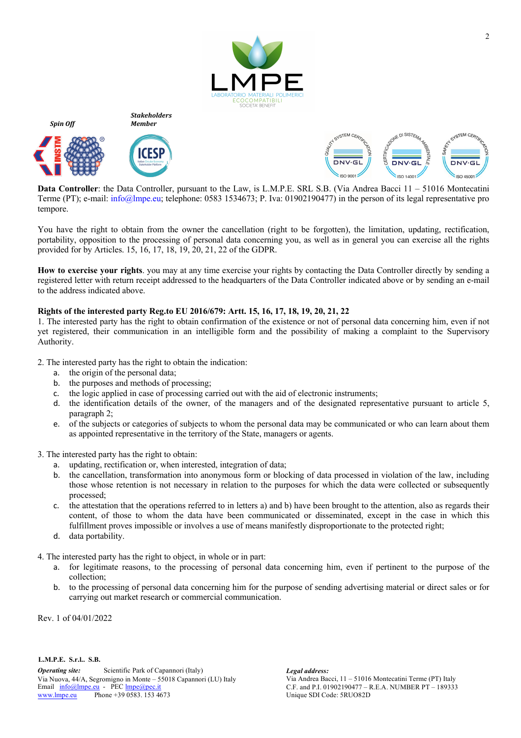Spin Off

Stakeholders Member

**Data Controller**: the Data Controller, pursuant to the Law, is L.M.P.E. SRL S.B. (Via Andrea Bacci 11 – 51016 Montecatini Terme (PT); e-mail: info@lmpe.eu; telephone: 0583 1534673; P. Iva: 01902190477) in the person of its legal representative pro tempore.

You have the right to obtain from the owner the cancellation (right to be forgotten), the limitation, updating, rectification, portability, opposition to the processing of personal data concerning you, as well as in general you can exercise all the rights provided for by Articles. 15, 16, 17, 18, 19, 20, 21, 22 of the GDPR.

**How to exercise your rights**. you may at any time exercise your rights by contacting the Data Controller directly by sending a registered letter with return receipt addressed to the headquarters of the Data Controller indicated above or by sending an e-mail to the address indicated above.

**Rights of the interested party Reg.to EU 2016/679: Artt. 15, 16, 17, 18, 19, 20, 21, 22**

1. The interested party has the right to obtain confirmation of the existence or not of personal data concerning him, even if not yet registered, their communication in an intelligible form and the possibility of making a complaint to the Supervisory Authority.

2. The interested party has the right to obtain the indication:
   a. the origin of the personal data;
   b. the purposes and methods of processing;
   c. the logic applied in case of processing carried out with the aid of electronic instruments;
   d. the identification details of the owner, of the managers and of the designated representative pursuant to article 5, paragraph 2;
   e. of the subjects or categories of subjects to whom the personal data may be communicated or who can learn about them as appointed representative in the territory of the State, managers or agents.

3. The interested party has the right to obtain:
   a. updating, rectification or, when interested, integration of data;
   b. the cancellation, transformation into anonymous form or blocking of data processed in violation of the law, including those whose retention is not necessary in relation to the purposes for which the data were collected or subsequently processed;
   c. the attestation that the operations referred to in letters a) and b) have been brought to the attention, also as regards their content, of those to whom the data have been communicated or disseminated, except in the case in which this fulfillment proves impossible or involves a use of means manifestly disproportionate to the protected right;
   d. data portability.

4. The interested party has the right to object, in whole or in part:
   a. for legitimate reasons, to the processing of personal data concerning him, even if pertinent to the purpose of the collection;
   b. to the processing of personal data concerning him for the purpose of sending advertising material or direct sales or for carrying out market research or commercial communication.

Rev. 1 of 04/01/2022